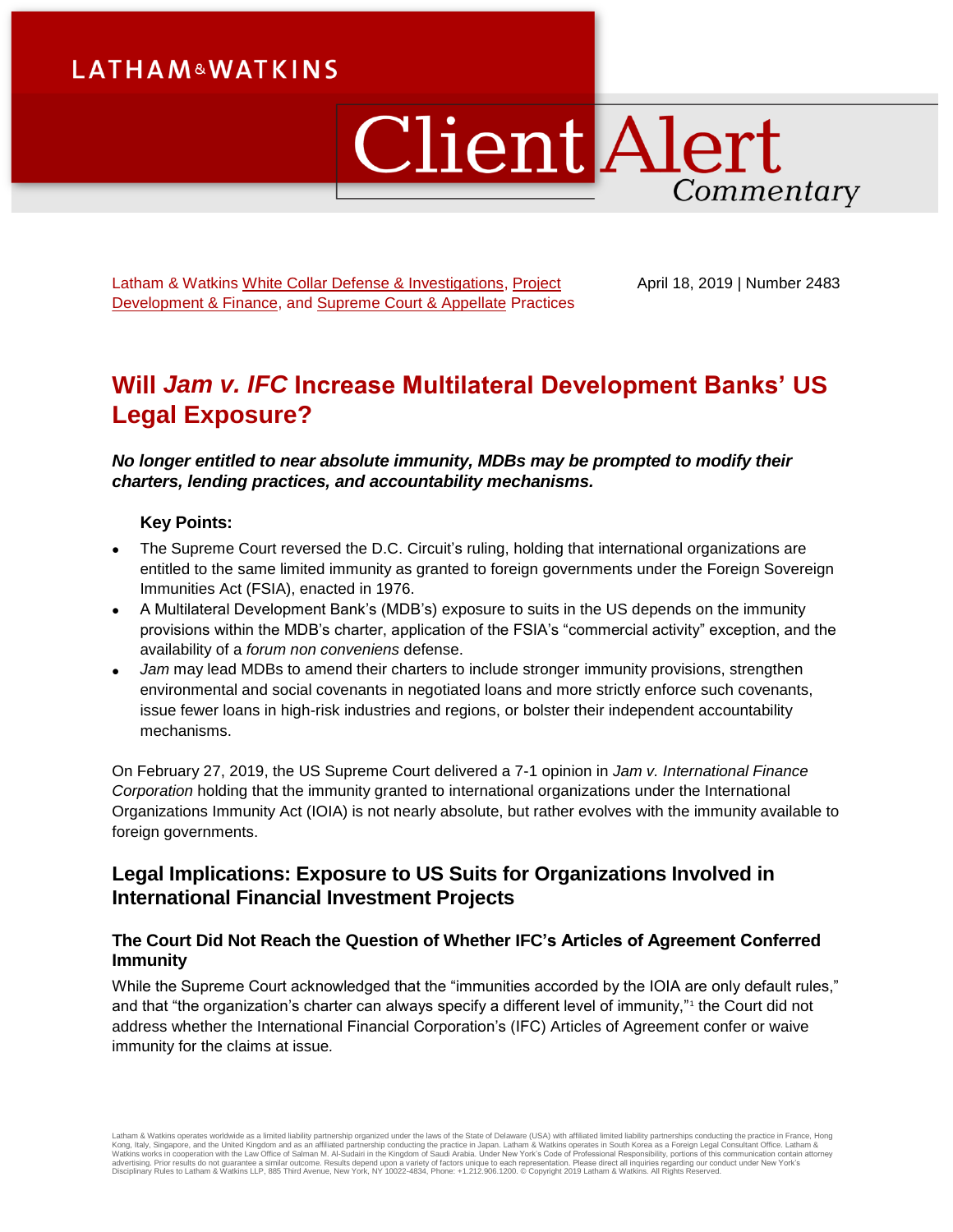LATHAM & WATKINS

# Client Alert Commentary

Latham & Watkins White Collar Defense & Investigations, Project Development & Finance, and Supreme Court & Appellate Practices

April 18, 2019 | Number 2483

# Will *Jam v. IFC* Increase Multilateral Development Banks' US Legal Exposure?

***No longer entitled to near absolute immunity, MDBs may be prompted to modify their charters, lending practices, and accountability mechanisms.***

**Key Points:**

- The Supreme Court reversed the D.C. Circuit's ruling, holding that international organizations are entitled to the same limited immunity as granted to foreign governments under the Foreign Sovereign Immunities Act (FSIA), enacted in 1976.
- A Multilateral Development Bank's (MDB's) exposure to suits in the US depends on the immunity provisions within the MDB's charter, application of the FSIA's "commercial activity" exception, and the availability of a *forum non conveniens* defense.
- *Jam* may lead MDBs to amend their charters to include stronger immunity provisions, strengthen environmental and social covenants in negotiated loans and more strictly enforce such covenants, issue fewer loans in high-risk industries and regions, or bolster their independent accountability mechanisms.

On February 27, 2019, the US Supreme Court delivered a 7-1 opinion in *Jam v. International Finance Corporation* holding that the immunity granted to international organizations under the International Organizations Immunity Act (IOIA) is not nearly absolute, but rather evolves with the immunity available to foreign governments.

## Legal Implications: Exposure to US Suits for Organizations Involved in International Financial Investment Projects

### The Court Did Not Reach the Question of Whether IFC's Articles of Agreement Conferred Immunity

While the Supreme Court acknowledged that the "immunities accorded by the IOIA are only default rules," and that "the organization's charter can always specify a different level of immunity,"[1] the Court did not address whether the International Financial Corporation's (IFC) Articles of Agreement confer or waive immunity for the claims at issue.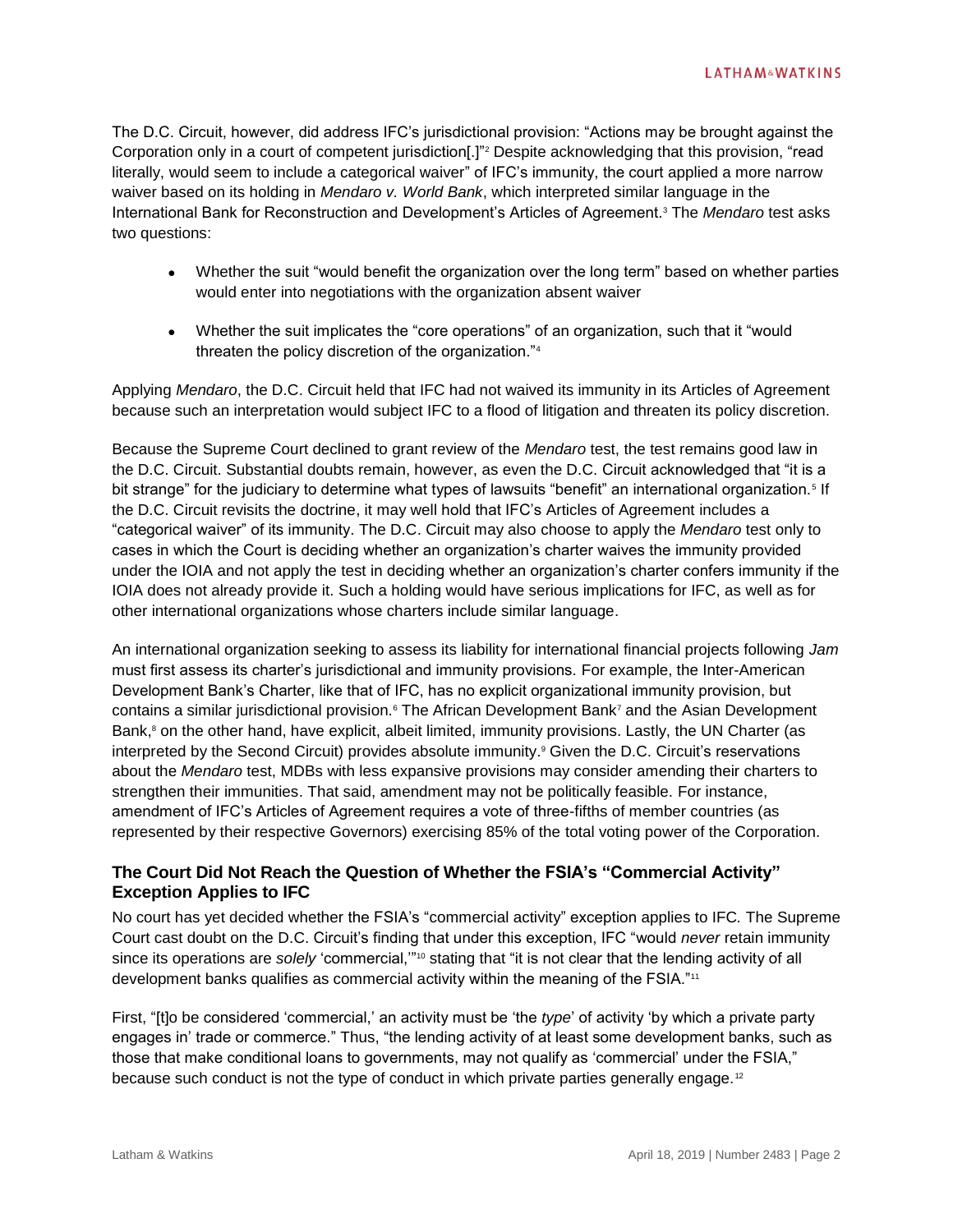The D.C. Circuit, however, did address IFC's jurisdictional provision: "Actions may be brought against the Corporation only in a court of competent jurisdiction[.]"[2] Despite acknowledging that this provision, "read literally, would seem to include a categorical waiver" of IFC's immunity, the court applied a more narrow waiver based on its holding in *Mendaro v. World Bank*, which interpreted similar language in the International Bank for Reconstruction and Development's Articles of Agreement.[3] The *Mendaro* test asks two questions:

- Whether the suit "would benefit the organization over the long term" based on whether parties would enter into negotiations with the organization absent waiver
- Whether the suit implicates the "core operations" of an organization, such that it "would threaten the policy discretion of the organization."[4]

Applying *Mendaro*, the D.C. Circuit held that IFC had not waived its immunity in its Articles of Agreement because such an interpretation would subject IFC to a flood of litigation and threaten its policy discretion.

Because the Supreme Court declined to grant review of the *Mendaro* test, the test remains good law in the D.C. Circuit. Substantial doubts remain, however, as even the D.C. Circuit acknowledged that "it is a bit strange" for the judiciary to determine what types of lawsuits "benefit" an international organization.[5] If the D.C. Circuit revisits the doctrine, it may well hold that IFC's Articles of Agreement includes a "categorical waiver" of its immunity. The D.C. Circuit may also choose to apply the *Mendaro* test only to cases in which the Court is deciding whether an organization's charter waives the immunity provided under the IOIA and not apply the test in deciding whether an organization's charter confers immunity if the IOIA does not already provide it. Such a holding would have serious implications for IFC, as well as for other international organizations whose charters include similar language.

An international organization seeking to assess its liability for international financial projects following *Jam* must first assess its charter's jurisdictional and immunity provisions. For example, the Inter-American Development Bank's Charter, like that of IFC, has no explicit organizational immunity provision, but contains a similar jurisdictional provision.[6] The African Development Bank[7] and the Asian Development Bank,[8] on the other hand, have explicit, albeit limited, immunity provisions. Lastly, the UN Charter (as interpreted by the Second Circuit) provides absolute immunity.[9] Given the D.C. Circuit's reservations about the *Mendaro* test, MDBs with less expansive provisions may consider amending their charters to strengthen their immunities. That said, amendment may not be politically feasible. For instance, amendment of IFC's Articles of Agreement requires a vote of three-fifths of member countries (as represented by their respective Governors) exercising 85% of the total voting power of the Corporation.

### The Court Did Not Reach the Question of Whether the FSIA's "Commercial Activity" Exception Applies to IFC

No court has yet decided whether the FSIA's "commercial activity" exception applies to IFC. The Supreme Court cast doubt on the D.C. Circuit's finding that under this exception, IFC "would *never* retain immunity since its operations are *solely* 'commercial,'"[10] stating that "it is not clear that the lending activity of all development banks qualifies as commercial activity within the meaning of the FSIA."[11]

First, "[t]o be considered 'commercial,' an activity must be 'the *type*' of activity 'by which a private party engages in' trade or commerce." Thus, "the lending activity of at least some development banks, such as those that make conditional loans to governments, may not qualify as 'commercial' under the FSIA," because such conduct is not the type of conduct in which private parties generally engage.[12]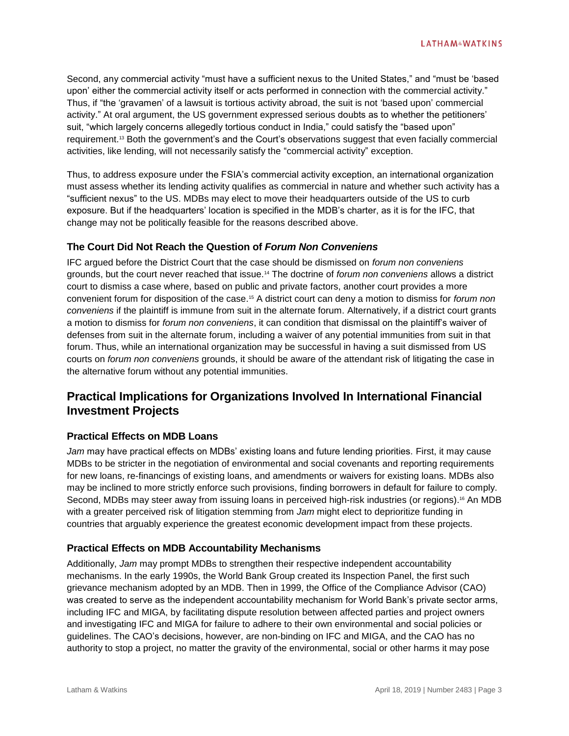Second, any commercial activity "must have a sufficient nexus to the United States," and "must be 'based upon' either the commercial activity itself or acts performed in connection with the commercial activity." Thus, if "the 'gravamen' of a lawsuit is tortious activity abroad, the suit is not 'based upon' commercial activity." At oral argument, the US government expressed serious doubts as to whether the petitioners' suit, "which largely concerns allegedly tortious conduct in India," could satisfy the "based upon" requirement.[13] Both the government's and the Court's observations suggest that even facially commercial activities, like lending, will not necessarily satisfy the "commercial activity" exception.

Thus, to address exposure under the FSIA's commercial activity exception, an international organization must assess whether its lending activity qualifies as commercial in nature and whether such activity has a "sufficient nexus" to the US. MDBs may elect to move their headquarters outside of the US to curb exposure. But if the headquarters' location is specified in the MDB's charter, as it is for the IFC, that change may not be politically feasible for the reasons described above.

### The Court Did Not Reach the Question of *Forum Non Conveniens*

IFC argued before the District Court that the case should be dismissed on *forum non conveniens* grounds, but the court never reached that issue.[14] The doctrine of *forum non conveniens* allows a district court to dismiss a case where, based on public and private factors, another court provides a more convenient forum for disposition of the case.[15] A district court can deny a motion to dismiss for *forum non conveniens* if the plaintiff is immune from suit in the alternate forum. Alternatively, if a district court grants a motion to dismiss for *forum non conveniens*, it can condition that dismissal on the plaintiff's waiver of defenses from suit in the alternate forum, including a waiver of any potential immunities from suit in that forum. Thus, while an international organization may be successful in having a suit dismissed from US courts on *forum non conveniens* grounds, it should be aware of the attendant risk of litigating the case in the alternative forum without any potential immunities.

## Practical Implications for Organizations Involved In International Financial Investment Projects

### Practical Effects on MDB Loans

*Jam* may have practical effects on MDBs' existing loans and future lending priorities. First, it may cause MDBs to be stricter in the negotiation of environmental and social covenants and reporting requirements for new loans, re-financings of existing loans, and amendments or waivers for existing loans. MDBs also may be inclined to more strictly enforce such provisions, finding borrowers in default for failure to comply. Second, MDBs may steer away from issuing loans in perceived high-risk industries (or regions).[16] An MDB with a greater perceived risk of litigation stemming from *Jam* might elect to deprioritize funding in countries that arguably experience the greatest economic development impact from these projects.

### Practical Effects on MDB Accountability Mechanisms

Additionally, *Jam* may prompt MDBs to strengthen their respective independent accountability mechanisms. In the early 1990s, the World Bank Group created its Inspection Panel, the first such grievance mechanism adopted by an MDB. Then in 1999, the Office of the Compliance Advisor (CAO) was created to serve as the independent accountability mechanism for World Bank's private sector arms, including IFC and MIGA, by facilitating dispute resolution between affected parties and project owners and investigating IFC and MIGA for failure to adhere to their own environmental and social policies or guidelines. The CAO's decisions, however, are non-binding on IFC and MIGA, and the CAO has no authority to stop a project, no matter the gravity of the environmental, social or other harms it may pose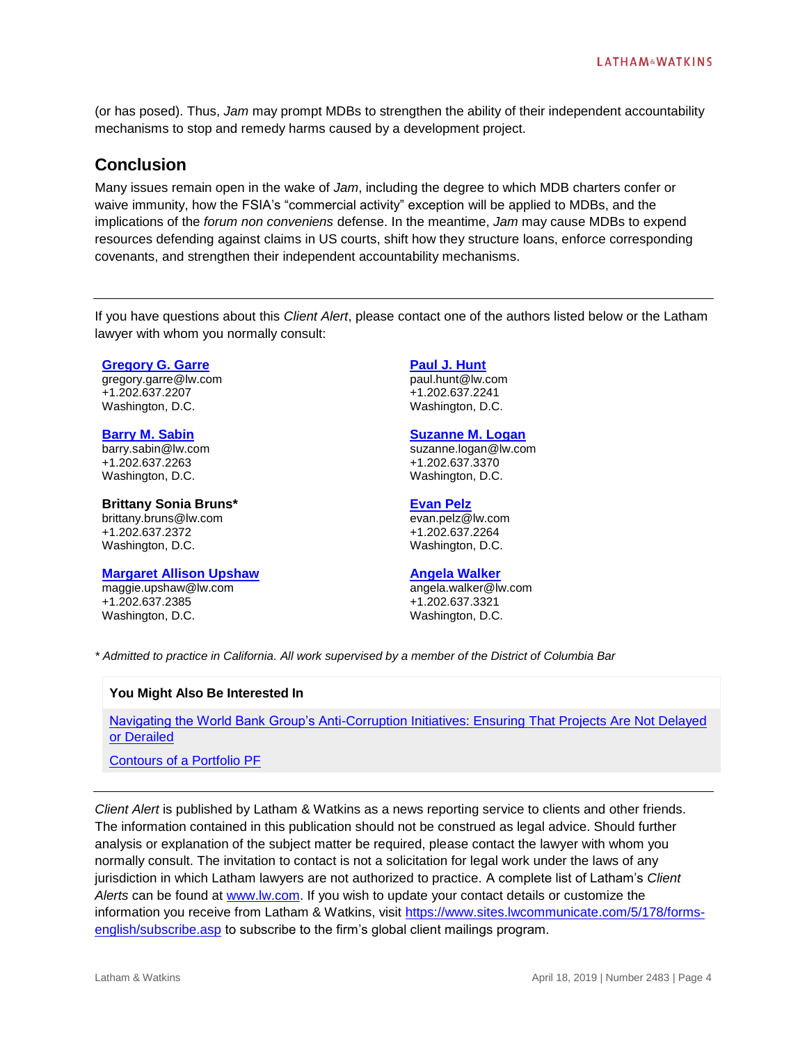(or has posed). Thus, *Jam* may prompt MDBs to strengthen the ability of their independent accountability mechanisms to stop and remedy harms caused by a development project.

## Conclusion

Many issues remain open in the wake of *Jam*, including the degree to which MDB charters confer or waive immunity, how the FSIA's "commercial activity" exception will be applied to MDBs, and the implications of the *forum non conveniens* defense. In the meantime, *Jam* may cause MDBs to expend resources defending against claims in US courts, shift how they structure loans, enforce corresponding covenants, and strengthen their independent accountability mechanisms.

---

If you have questions about this *Client Alert*, please contact one of the authors listed below or the Latham lawyer with whom you normally consult:

**Gregory G. Garre**
gregory.garre@lw.com
+1.202.637.2207
Washington, D.C.

**Barry M. Sabin**
barry.sabin@lw.com
+1.202.637.2263
Washington, D.C.

**Brittany Sonia Bruns***
brittany.bruns@lw.com
+1.202.637.2372
Washington, D.C.

**Margaret Allison Upshaw**
maggie.upshaw@lw.com
+1.202.637.2385
Washington, D.C.

**Paul J. Hunt**
paul.hunt@lw.com
+1.202.637.2241
Washington, D.C.

**Suzanne M. Logan**
suzanne.logan@lw.com
+1.202.637.3370
Washington, D.C.

**Evan Pelz**
evan.pelz@lw.com
+1.202.637.2264
Washington, D.C.

**Angela Walker**
angela.walker@lw.com
+1.202.637.3321
Washington, D.C.

*\* Admitted to practice in California. All work supervised by a member of the District of Columbia Bar*

**You Might Also Be Interested In**

Navigating the World Bank Group's Anti-Corruption Initiatives: Ensuring That Projects Are Not Delayed or Derailed

Contours of a Portfolio PF

---

*Client Alert* is published by Latham & Watkins as a news reporting service to clients and other friends. The information contained in this publication should not be construed as legal advice. Should further analysis or explanation of the subject matter be required, please contact the lawyer with whom you normally consult. The invitation to contact is not a solicitation for legal work under the laws of any jurisdiction in which Latham lawyers are not authorized to practice. A complete list of Latham's *Client Alerts* can be found at www.lw.com. If you wish to update your contact details or customize the information you receive from Latham & Watkins, visit https://www.sites.lwcommunicate.com/5/178/forms-english/subscribe.asp to subscribe to the firm's global client mailings program.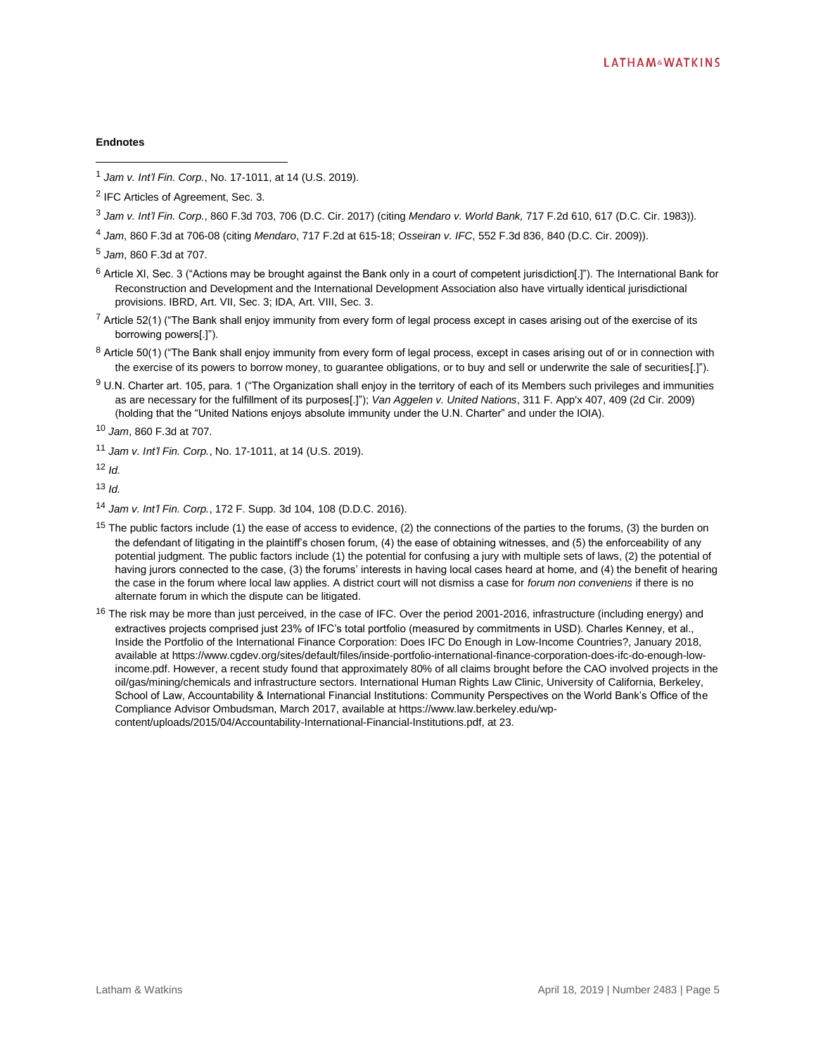**Endnotes**

[1] *Jam v. Int'l Fin. Corp.*, No. 17-1011, at 14 (U.S. 2019).

[2] IFC Articles of Agreement, Sec. 3.

[3] *Jam v. Int'l Fin. Corp.*, 860 F.3d 703, 706 (D.C. Cir. 2017) (citing *Mendaro v. World Bank,* 717 F.2d 610, 617 (D.C. Cir. 1983)).

[4] *Jam*, 860 F.3d at 706-08 (citing *Mendaro*, 717 F.2d at 615-18; *Osseiran v. IFC*, 552 F.3d 836, 840 (D.C. Cir. 2009)).

[5] *Jam*, 860 F.3d at 707.

[6] Article XI, Sec. 3 ("Actions may be brought against the Bank only in a court of competent jurisdiction[.]"). The International Bank for Reconstruction and Development and the International Development Association also have virtually identical jurisdictional provisions. IBRD, Art. VII, Sec. 3; IDA, Art. VIII, Sec. 3.

[7] Article 52(1) ("The Bank shall enjoy immunity from every form of legal process except in cases arising out of the exercise of its borrowing powers[.]").

[8] Article 50(1) ("The Bank shall enjoy immunity from every form of legal process, except in cases arising out of or in connection with the exercise of its powers to borrow money, to guarantee obligations, or to buy and sell or underwrite the sale of securities[.]").

[9] U.N. Charter art. 105, para. 1 ("The Organization shall enjoy in the territory of each of its Members such privileges and immunities as are necessary for the fulfillment of its purposes[.]"); *Van Aggelen v. United Nations*, 311 F. App'x 407, 409 (2d Cir. 2009) (holding that the "United Nations enjoys absolute immunity under the U.N. Charter" and under the IOIA).

[10] *Jam*, 860 F.3d at 707.

[11] *Jam v. Int'l Fin. Corp.*, No. 17-1011, at 14 (U.S. 2019).

[12] *Id.*

[13] *Id.*

[14] *Jam v. Int'l Fin. Corp.*, 172 F. Supp. 3d 104, 108 (D.D.C. 2016).

[15] The public factors include (1) the ease of access to evidence, (2) the connections of the parties to the forums, (3) the burden on the defendant of litigating in the plaintiff's chosen forum, (4) the ease of obtaining witnesses, and (5) the enforceability of any potential judgment. The public factors include (1) the potential for confusing a jury with multiple sets of laws, (2) the potential of having jurors connected to the case, (3) the forums' interests in having local cases heard at home, and (4) the benefit of hearing the case in the forum where local law applies. A district court will not dismiss a case for *forum non conveniens* if there is no alternate forum in which the dispute can be litigated.

[16] The risk may be more than just perceived, in the case of IFC. Over the period 2001-2016, infrastructure (including energy) and extractives projects comprised just 23% of IFC's total portfolio (measured by commitments in USD). Charles Kenney, et al., Inside the Portfolio of the International Finance Corporation: Does IFC Do Enough in Low-Income Countries?, January 2018, available at https://www.cgdev.org/sites/default/files/inside-portfolio-international-finance-corporation-does-ifc-do-enough-low-income.pdf. However, a recent study found that approximately 80% of all claims brought before the CAO involved projects in the oil/gas/mining/chemicals and infrastructure sectors. International Human Rights Law Clinic, University of California, Berkeley, School of Law, Accountability & International Financial Institutions: Community Perspectives on the World Bank's Office of the Compliance Advisor Ombudsman, March 2017, available at https://www.law.berkeley.edu/wp-content/uploads/2015/04/Accountability-International-Financial-Institutions.pdf, at 23.